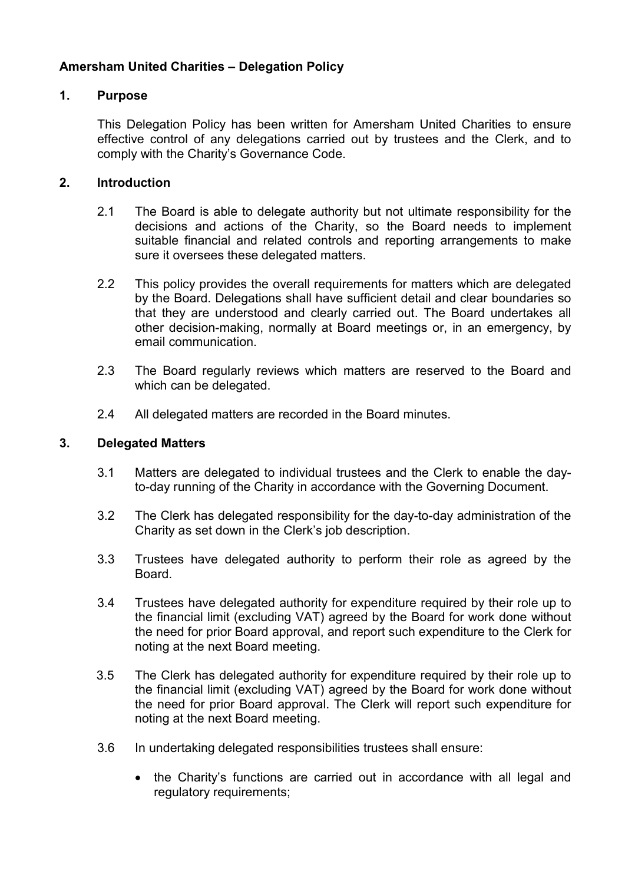# Amersham United Charities – Delegation Policy

## 1. Purpose

This Delegation Policy has been written for Amersham United Charities to ensure effective control of any delegations carried out by trustees and the Clerk, and to comply with the Charity's Governance Code.

## 2. Introduction

2.1 The Board is able to delegate authority but not ultimate responsibility for the decisions and actions of the Charity, so the Board needs to implement suitable financial and related controls and reporting arrangements to make sure it oversees these delegated matters.

2.2 This policy provides the overall requirements for matters which are delegated by the Board. Delegations shall have sufficient detail and clear boundaries so that they are understood and clearly carried out. The Board undertakes all other decision-making, normally at Board meetings or, in an emergency, by email communication.

2.3 The Board regularly reviews which matters are reserved to the Board and which can be delegated.

2.4 All delegated matters are recorded in the Board minutes.

## 3. Delegated Matters

3.1 Matters are delegated to individual trustees and the Clerk to enable the day-to-day running of the Charity in accordance with the Governing Document.

3.2 The Clerk has delegated responsibility for the day-to-day administration of the Charity as set down in the Clerk's job description.

3.3 Trustees have delegated authority to perform their role as agreed by the Board.

3.4 Trustees have delegated authority for expenditure required by their role up to the financial limit (excluding VAT) agreed by the Board for work done without the need for prior Board approval, and report such expenditure to the Clerk for noting at the next Board meeting.

3.5 The Clerk has delegated authority for expenditure required by their role up to the financial limit (excluding VAT) agreed by the Board for work done without the need for prior Board approval. The Clerk will report such expenditure for noting at the next Board meeting.

3.6 In undertaking delegated responsibilities trustees shall ensure:

- the Charity's functions are carried out in accordance with all legal and regulatory requirements;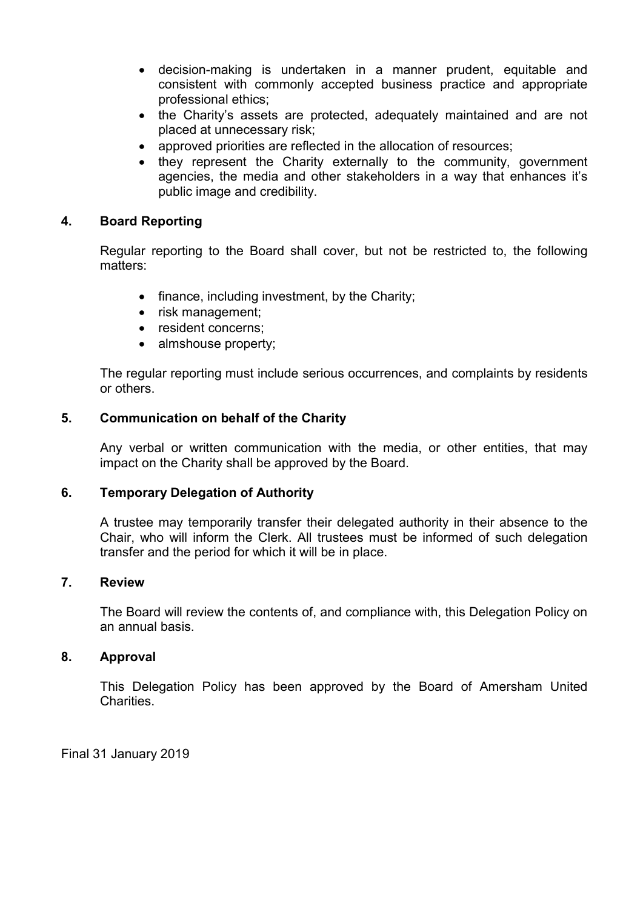- decision-making is undertaken in a manner prudent, equitable and consistent with commonly accepted business practice and appropriate professional ethics;
- the Charity's assets are protected, adequately maintained and are not placed at unnecessary risk;
- approved priorities are reflected in the allocation of resources;
- they represent the Charity externally to the community, government agencies, the media and other stakeholders in a way that enhances it's public image and credibility.

## 4. Board Reporting

Regular reporting to the Board shall cover, but not be restricted to, the following matters:

- finance, including investment, by the Charity;
- risk management;
- resident concerns;
- almshouse property;

The regular reporting must include serious occurrences, and complaints by residents or others.

## 5. Communication on behalf of the Charity

Any verbal or written communication with the media, or other entities, that may impact on the Charity shall be approved by the Board.

## 6. Temporary Delegation of Authority

A trustee may temporarily transfer their delegated authority in their absence to the Chair, who will inform the Clerk. All trustees must be informed of such delegation transfer and the period for which it will be in place.

## 7. Review

The Board will review the contents of, and compliance with, this Delegation Policy on an annual basis.

## 8. Approval

This Delegation Policy has been approved by the Board of Amersham United Charities.

Final 31 January 2019